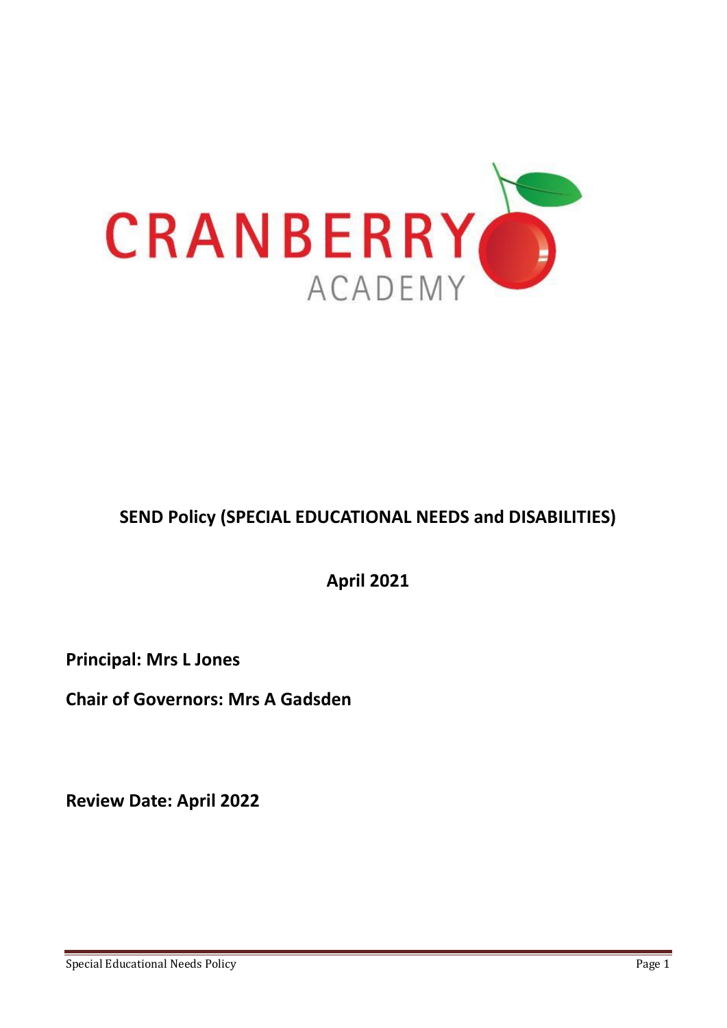CRANBERRY ACADEMY

# SEND Policy (SPECIAL EDUCATIONAL NEEDS and DISABILITIES)

**April 2021**

**Principal: Mrs L Jones**

**Chair of Governors: Mrs A Gadsden**

**Review Date: April 2022**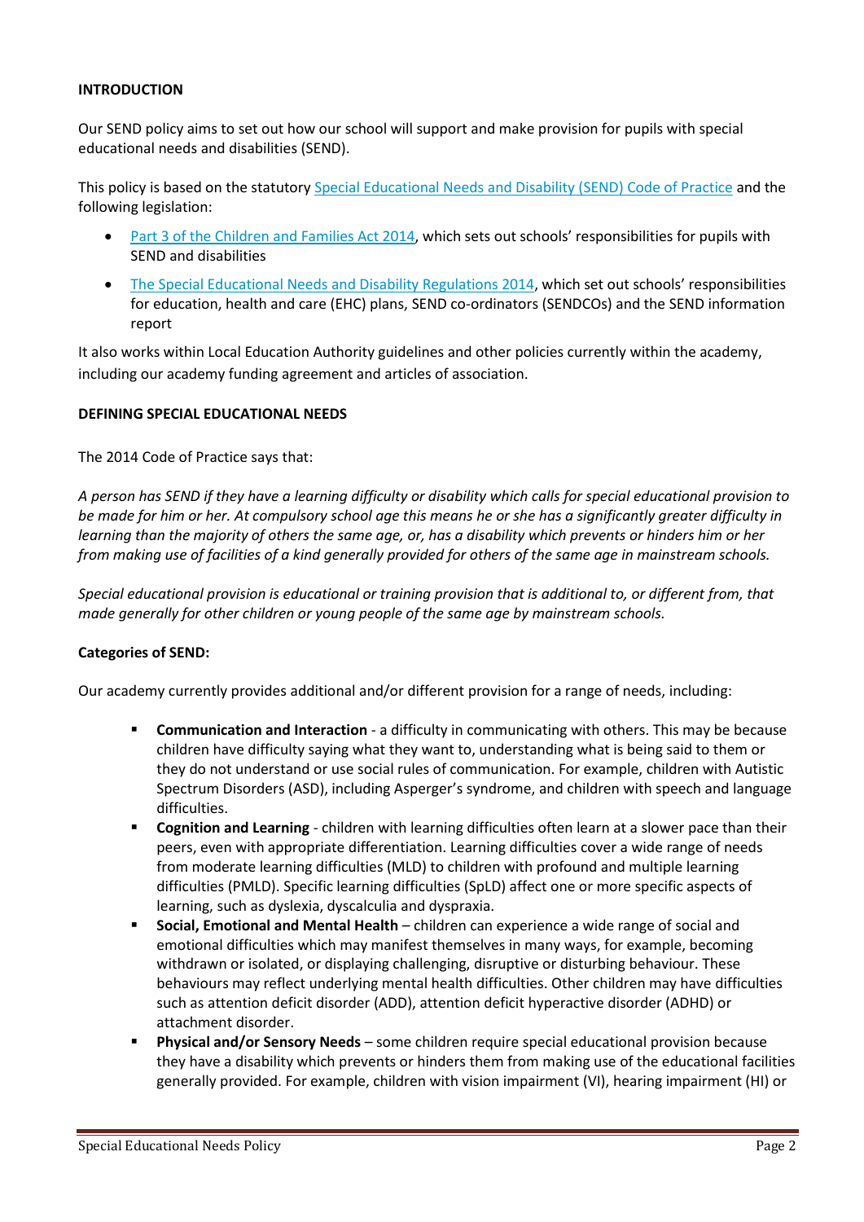**INTRODUCTION**

Our SEND policy aims to set out how our school will support and make provision for pupils with special educational needs and disabilities (SEND).

This policy is based on the statutory [Special Educational Needs and Disability (SEND) Code of Practice]() and the following legislation:

- [Part 3 of the Children and Families Act 2014](), which sets out schools' responsibilities for pupils with SEND and disabilities
- [The Special Educational Needs and Disability Regulations 2014](), which set out schools' responsibilities for education, health and care (EHC) plans, SEND co-ordinators (SENDCOs) and the SEND information report

It also works within Local Education Authority guidelines and other policies currently within the academy, including our academy funding agreement and articles of association.

**DEFINING SPECIAL EDUCATIONAL NEEDS**

The 2014 Code of Practice says that:

*A person has SEND if they have a learning difficulty or disability which calls for special educational provision to be made for him or her. At compulsory school age this means he or she has a significantly greater difficulty in learning than the majority of others the same age, or, has a disability which prevents or hinders him or her from making use of facilities of a kind generally provided for others of the same age in mainstream schools.*

*Special educational provision is educational or training provision that is additional to, or different from, that made generally for other children or young people of the same age by mainstream schools.*

**Categories of SEND:**

Our academy currently provides additional and/or different provision for a range of needs, including:

- **Communication and Interaction** - a difficulty in communicating with others. This may be because children have difficulty saying what they want to, understanding what is being said to them or they do not understand or use social rules of communication. For example, children with Autistic Spectrum Disorders (ASD), including Asperger's syndrome, and children with speech and language difficulties.
- **Cognition and Learning** - children with learning difficulties often learn at a slower pace than their peers, even with appropriate differentiation. Learning difficulties cover a wide range of needs from moderate learning difficulties (MLD) to children with profound and multiple learning difficulties (PMLD). Specific learning difficulties (SpLD) affect one or more specific aspects of learning, such as dyslexia, dyscalculia and dyspraxia.
- **Social, Emotional and Mental Health** – children can experience a wide range of social and emotional difficulties which may manifest themselves in many ways, for example, becoming withdrawn or isolated, or displaying challenging, disruptive or disturbing behaviour. These behaviours may reflect underlying mental health difficulties. Other children may have difficulties such as attention deficit disorder (ADD), attention deficit hyperactive disorder (ADHD) or attachment disorder.
- **Physical and/or Sensory Needs** – some children require special educational provision because they have a disability which prevents or hinders them from making use of the educational facilities generally provided. For example, children with vision impairment (VI), hearing impairment (HI) or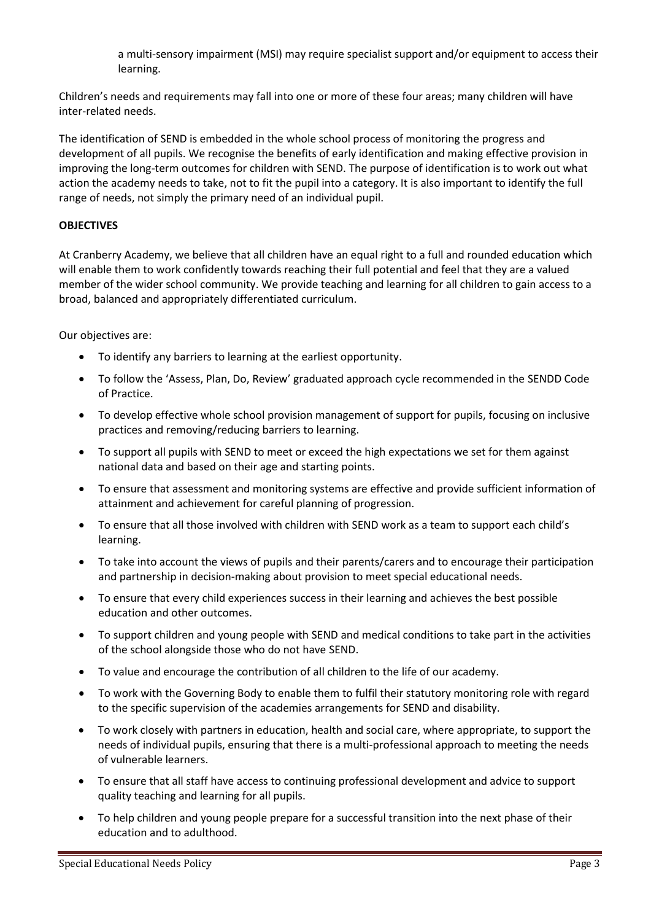a multi-sensory impairment (MSI) may require specialist support and/or equipment to access their learning.

Children's needs and requirements may fall into one or more of these four areas; many children will have inter-related needs.

The identification of SEND is embedded in the whole school process of monitoring the progress and development of all pupils. We recognise the benefits of early identification and making effective provision in improving the long-term outcomes for children with SEND. The purpose of identification is to work out what action the academy needs to take, not to fit the pupil into a category. It is also important to identify the full range of needs, not simply the primary need of an individual pupil.

**OBJECTIVES**

At Cranberry Academy, we believe that all children have an equal right to a full and rounded education which will enable them to work confidently towards reaching their full potential and feel that they are a valued member of the wider school community. We provide teaching and learning for all children to gain access to a broad, balanced and appropriately differentiated curriculum.

Our objectives are:

- To identify any barriers to learning at the earliest opportunity.
- To follow the 'Assess, Plan, Do, Review' graduated approach cycle recommended in the SENDD Code of Practice.
- To develop effective whole school provision management of support for pupils, focusing on inclusive practices and removing/reducing barriers to learning.
- To support all pupils with SEND to meet or exceed the high expectations we set for them against national data and based on their age and starting points.
- To ensure that assessment and monitoring systems are effective and provide sufficient information of attainment and achievement for careful planning of progression.
- To ensure that all those involved with children with SEND work as a team to support each child's learning.
- To take into account the views of pupils and their parents/carers and to encourage their participation and partnership in decision-making about provision to meet special educational needs.
- To ensure that every child experiences success in their learning and achieves the best possible education and other outcomes.
- To support children and young people with SEND and medical conditions to take part in the activities of the school alongside those who do not have SEND.
- To value and encourage the contribution of all children to the life of our academy.
- To work with the Governing Body to enable them to fulfil their statutory monitoring role with regard to the specific supervision of the academies arrangements for SEND and disability.
- To work closely with partners in education, health and social care, where appropriate, to support the needs of individual pupils, ensuring that there is a multi-professional approach to meeting the needs of vulnerable learners.
- To ensure that all staff have access to continuing professional development and advice to support quality teaching and learning for all pupils.
- To help children and young people prepare for a successful transition into the next phase of their education and to adulthood.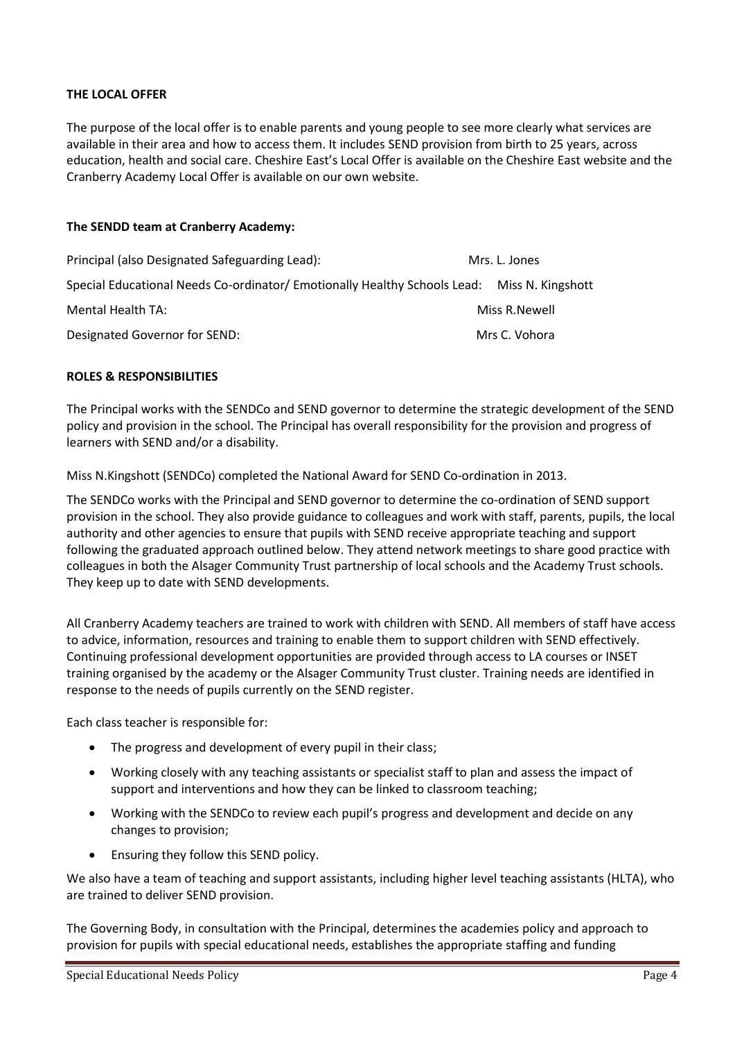**THE LOCAL OFFER**

The purpose of the local offer is to enable parents and young people to see more clearly what services are available in their area and how to access them. It includes SEND provision from birth to 25 years, across education, health and social care. Cheshire East's Local Offer is available on the Cheshire East website and the Cranberry Academy Local Offer is available on our own website.

**The SENDD team at Cranberry Academy:**

| | |
|---|---|
| Principal (also Designated Safeguarding Lead): | Mrs. L. Jones |
| Special Educational Needs Co-ordinator/ Emotionally Healthy Schools Lead: | Miss N. Kingshott |
| Mental Health TA: | Miss R.Newell |
| Designated Governor for SEND: | Mrs C. Vohora |

**ROLES & RESPONSIBILITIES**

The Principal works with the SENDCo and SEND governor to determine the strategic development of the SEND policy and provision in the school. The Principal has overall responsibility for the provision and progress of learners with SEND and/or a disability.

Miss N.Kingshott (SENDCo) completed the National Award for SEND Co-ordination in 2013.

The SENDCo works with the Principal and SEND governor to determine the co-ordination of SEND support provision in the school. They also provide guidance to colleagues and work with staff, parents, pupils, the local authority and other agencies to ensure that pupils with SEND receive appropriate teaching and support following the graduated approach outlined below. They attend network meetings to share good practice with colleagues in both the Alsager Community Trust partnership of local schools and the Academy Trust schools. They keep up to date with SEND developments.

All Cranberry Academy teachers are trained to work with children with SEND. All members of staff have access to advice, information, resources and training to enable them to support children with SEND effectively. Continuing professional development opportunities are provided through access to LA courses or INSET training organised by the academy or the Alsager Community Trust cluster. Training needs are identified in response to the needs of pupils currently on the SEND register.

Each class teacher is responsible for:

- The progress and development of every pupil in their class;
- Working closely with any teaching assistants or specialist staff to plan and assess the impact of support and interventions and how they can be linked to classroom teaching;
- Working with the SENDCo to review each pupil's progress and development and decide on any changes to provision;
- Ensuring they follow this SEND policy.

We also have a team of teaching and support assistants, including higher level teaching assistants (HLTA), who are trained to deliver SEND provision.

The Governing Body, in consultation with the Principal, determines the academies policy and approach to provision for pupils with special educational needs, establishes the appropriate staffing and funding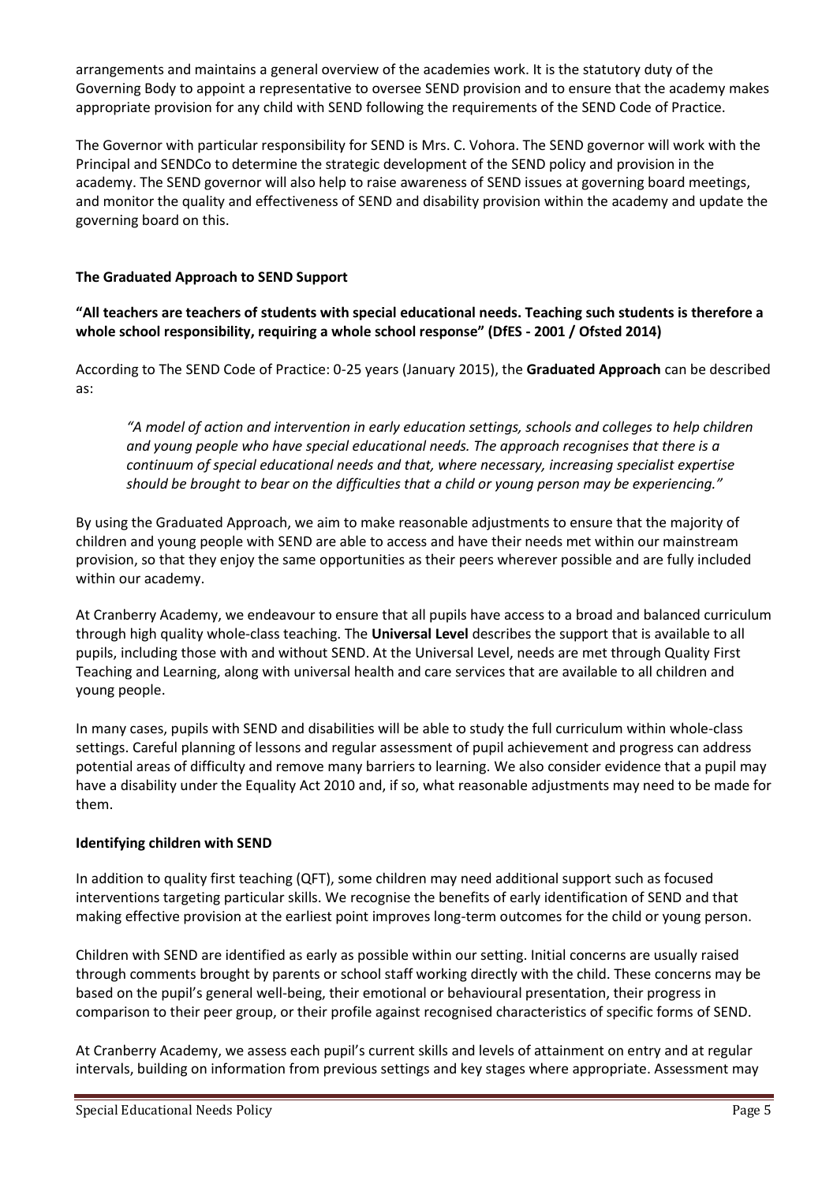arrangements and maintains a general overview of the academies work. It is the statutory duty of the Governing Body to appoint a representative to oversee SEND provision and to ensure that the academy makes appropriate provision for any child with SEND following the requirements of the SEND Code of Practice.

The Governor with particular responsibility for SEND is Mrs. C. Vohora. The SEND governor will work with the Principal and SENDCo to determine the strategic development of the SEND policy and provision in the academy. The SEND governor will also help to raise awareness of SEND issues at governing board meetings, and monitor the quality and effectiveness of SEND and disability provision within the academy and update the governing board on this.

**The Graduated Approach to SEND Support**

**"All teachers are teachers of students with special educational needs. Teaching such students is therefore a whole school responsibility, requiring a whole school response" (DfES - 2001 / Ofsted 2014)**

According to The SEND Code of Practice: 0-25 years (January 2015), the **Graduated Approach** can be described as:

> *"A model of action and intervention in early education settings, schools and colleges to help children and young people who have special educational needs. The approach recognises that there is a continuum of special educational needs and that, where necessary, increasing specialist expertise should be brought to bear on the difficulties that a child or young person may be experiencing."*

By using the Graduated Approach, we aim to make reasonable adjustments to ensure that the majority of children and young people with SEND are able to access and have their needs met within our mainstream provision, so that they enjoy the same opportunities as their peers wherever possible and are fully included within our academy.

At Cranberry Academy, we endeavour to ensure that all pupils have access to a broad and balanced curriculum through high quality whole-class teaching. The **Universal Level** describes the support that is available to all pupils, including those with and without SEND. At the Universal Level, needs are met through Quality First Teaching and Learning, along with universal health and care services that are available to all children and young people.

In many cases, pupils with SEND and disabilities will be able to study the full curriculum within whole-class settings. Careful planning of lessons and regular assessment of pupil achievement and progress can address potential areas of difficulty and remove many barriers to learning. We also consider evidence that a pupil may have a disability under the Equality Act 2010 and, if so, what reasonable adjustments may need to be made for them.

**Identifying children with SEND**

In addition to quality first teaching (QFT), some children may need additional support such as focused interventions targeting particular skills. We recognise the benefits of early identification of SEND and that making effective provision at the earliest point improves long-term outcomes for the child or young person.

Children with SEND are identified as early as possible within our setting. Initial concerns are usually raised through comments brought by parents or school staff working directly with the child. These concerns may be based on the pupil's general well-being, their emotional or behavioural presentation, their progress in comparison to their peer group, or their profile against recognised characteristics of specific forms of SEND.

At Cranberry Academy, we assess each pupil's current skills and levels of attainment on entry and at regular intervals, building on information from previous settings and key stages where appropriate. Assessment may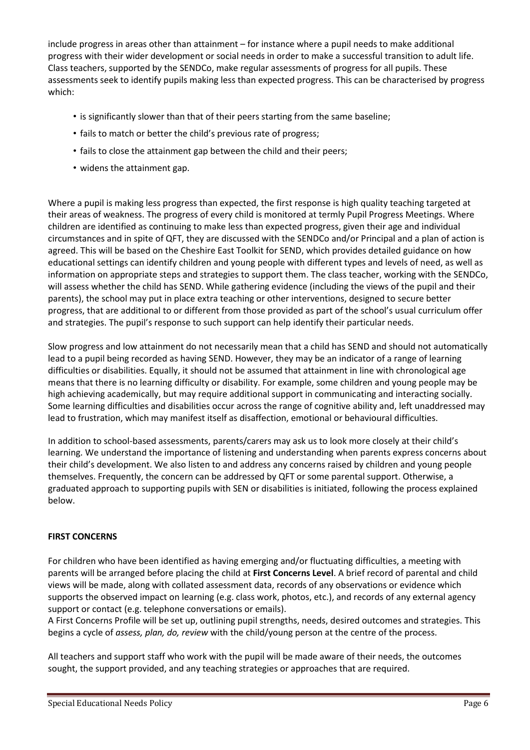include progress in areas other than attainment – for instance where a pupil needs to make additional progress with their wider development or social needs in order to make a successful transition to adult life. Class teachers, supported by the SENDCo, make regular assessments of progress for all pupils. These assessments seek to identify pupils making less than expected progress. This can be characterised by progress which:

- is significantly slower than that of their peers starting from the same baseline;
- fails to match or better the child's previous rate of progress;
- fails to close the attainment gap between the child and their peers;
- widens the attainment gap.

Where a pupil is making less progress than expected, the first response is high quality teaching targeted at their areas of weakness. The progress of every child is monitored at termly Pupil Progress Meetings. Where children are identified as continuing to make less than expected progress, given their age and individual circumstances and in spite of QFT, they are discussed with the SENDCo and/or Principal and a plan of action is agreed. This will be based on the Cheshire East Toolkit for SEND, which provides detailed guidance on how educational settings can identify children and young people with different types and levels of need, as well as information on appropriate steps and strategies to support them. The class teacher, working with the SENDCo, will assess whether the child has SEND. While gathering evidence (including the views of the pupil and their parents), the school may put in place extra teaching or other interventions, designed to secure better progress, that are additional to or different from those provided as part of the school's usual curriculum offer and strategies. The pupil's response to such support can help identify their particular needs.

Slow progress and low attainment do not necessarily mean that a child has SEND and should not automatically lead to a pupil being recorded as having SEND. However, they may be an indicator of a range of learning difficulties or disabilities. Equally, it should not be assumed that attainment in line with chronological age means that there is no learning difficulty or disability. For example, some children and young people may be high achieving academically, but may require additional support in communicating and interacting socially. Some learning difficulties and disabilities occur across the range of cognitive ability and, left unaddressed may lead to frustration, which may manifest itself as disaffection, emotional or behavioural difficulties.

In addition to school-based assessments, parents/carers may ask us to look more closely at their child's learning. We understand the importance of listening and understanding when parents express concerns about their child's development. We also listen to and address any concerns raised by children and young people themselves. Frequently, the concern can be addressed by QFT or some parental support. Otherwise, a graduated approach to supporting pupils with SEN or disabilities is initiated, following the process explained below.

**FIRST CONCERNS**

For children who have been identified as having emerging and/or fluctuating difficulties, a meeting with parents will be arranged before placing the child at **First Concerns Level**. A brief record of parental and child views will be made, along with collated assessment data, records of any observations or evidence which supports the observed impact on learning (e.g. class work, photos, etc.), and records of any external agency support or contact (e.g. telephone conversations or emails).

A First Concerns Profile will be set up, outlining pupil strengths, needs, desired outcomes and strategies. This begins a cycle of *assess, plan, do, review* with the child/young person at the centre of the process.

All teachers and support staff who work with the pupil will be made aware of their needs, the outcomes sought, the support provided, and any teaching strategies or approaches that are required.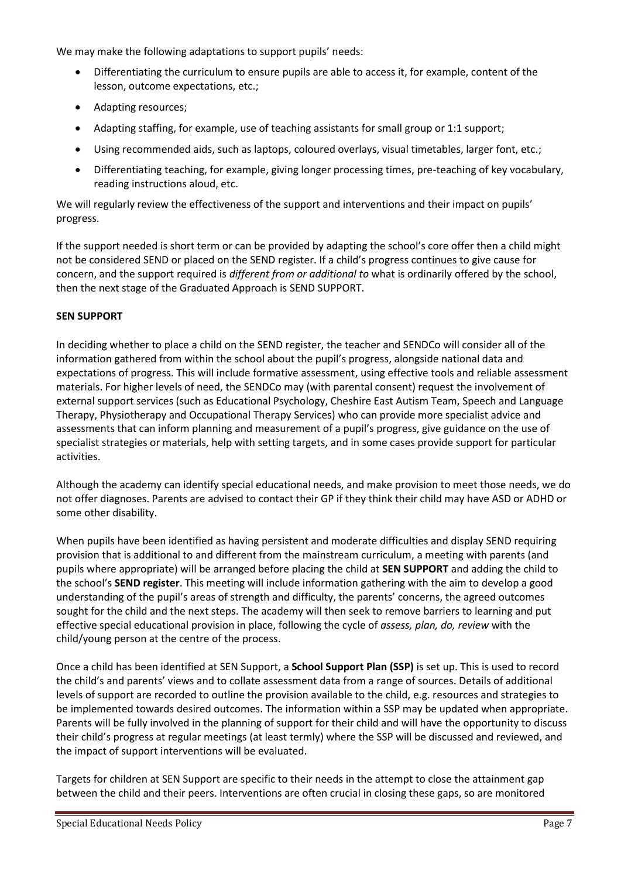We may make the following adaptations to support pupils' needs:

- Differentiating the curriculum to ensure pupils are able to access it, for example, content of the lesson, outcome expectations, etc.;
- Adapting resources;
- Adapting staffing, for example, use of teaching assistants for small group or 1:1 support;
- Using recommended aids, such as laptops, coloured overlays, visual timetables, larger font, etc.;
- Differentiating teaching, for example, giving longer processing times, pre-teaching of key vocabulary, reading instructions aloud, etc.

We will regularly review the effectiveness of the support and interventions and their impact on pupils' progress.

If the support needed is short term or can be provided by adapting the school's core offer then a child might not be considered SEND or placed on the SEND register. If a child's progress continues to give cause for concern, and the support required is *different from or additional to* what is ordinarily offered by the school, then the next stage of the Graduated Approach is SEND SUPPORT.

**SEN SUPPORT**

In deciding whether to place a child on the SEND register, the teacher and SENDCo will consider all of the information gathered from within the school about the pupil's progress, alongside national data and expectations of progress. This will include formative assessment, using effective tools and reliable assessment materials. For higher levels of need, the SENDCo may (with parental consent) request the involvement of external support services (such as Educational Psychology, Cheshire East Autism Team, Speech and Language Therapy, Physiotherapy and Occupational Therapy Services) who can provide more specialist advice and assessments that can inform planning and measurement of a pupil's progress, give guidance on the use of specialist strategies or materials, help with setting targets, and in some cases provide support for particular activities.

Although the academy can identify special educational needs, and make provision to meet those needs, we do not offer diagnoses. Parents are advised to contact their GP if they think their child may have ASD or ADHD or some other disability.

When pupils have been identified as having persistent and moderate difficulties and display SEND requiring provision that is additional to and different from the mainstream curriculum, a meeting with parents (and pupils where appropriate) will be arranged before placing the child at **SEN SUPPORT** and adding the child to the school's **SEND register**. This meeting will include information gathering with the aim to develop a good understanding of the pupil's areas of strength and difficulty, the parents' concerns, the agreed outcomes sought for the child and the next steps. The academy will then seek to remove barriers to learning and put effective special educational provision in place, following the cycle of *assess, plan, do, review* with the child/young person at the centre of the process.

Once a child has been identified at SEN Support, a **School Support Plan (SSP)** is set up. This is used to record the child's and parents' views and to collate assessment data from a range of sources. Details of additional levels of support are recorded to outline the provision available to the child, e.g. resources and strategies to be implemented towards desired outcomes. The information within a SSP may be updated when appropriate. Parents will be fully involved in the planning of support for their child and will have the opportunity to discuss their child's progress at regular meetings (at least termly) where the SSP will be discussed and reviewed, and the impact of support interventions will be evaluated.

Targets for children at SEN Support are specific to their needs in the attempt to close the attainment gap between the child and their peers. Interventions are often crucial in closing these gaps, so are monitored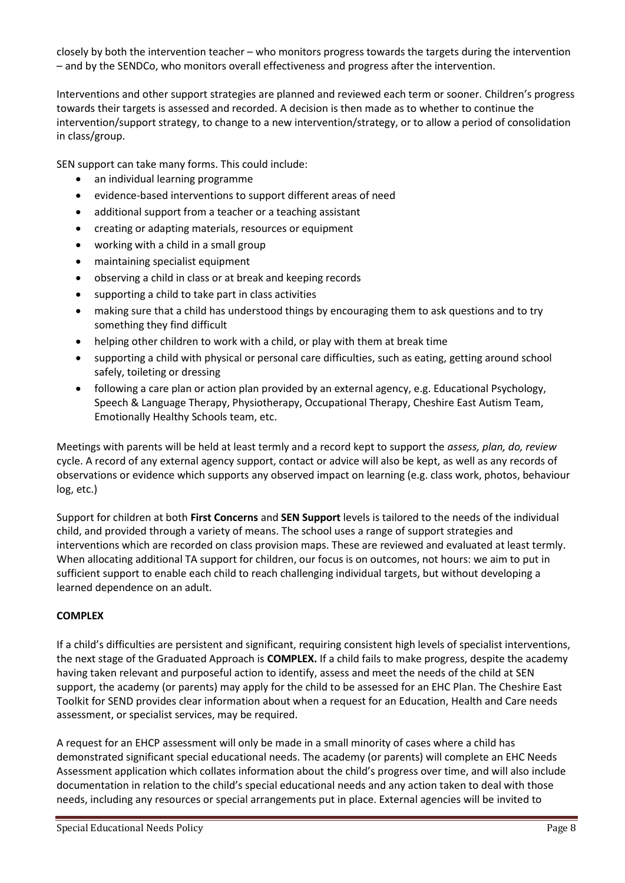closely by both the intervention teacher – who monitors progress towards the targets during the intervention – and by the SENDCo, who monitors overall effectiveness and progress after the intervention.

Interventions and other support strategies are planned and reviewed each term or sooner. Children's progress towards their targets is assessed and recorded. A decision is then made as to whether to continue the intervention/support strategy, to change to a new intervention/strategy, or to allow a period of consolidation in class/group.

SEN support can take many forms. This could include:

- an individual learning programme
- evidence-based interventions to support different areas of need
- additional support from a teacher or a teaching assistant
- creating or adapting materials, resources or equipment
- working with a child in a small group
- maintaining specialist equipment
- observing a child in class or at break and keeping records
- supporting a child to take part in class activities
- making sure that a child has understood things by encouraging them to ask questions and to try something they find difficult
- helping other children to work with a child, or play with them at break time
- supporting a child with physical or personal care difficulties, such as eating, getting around school safely, toileting or dressing
- following a care plan or action plan provided by an external agency, e.g. Educational Psychology, Speech & Language Therapy, Physiotherapy, Occupational Therapy, Cheshire East Autism Team, Emotionally Healthy Schools team, etc.

Meetings with parents will be held at least termly and a record kept to support the *assess, plan, do, review* cycle. A record of any external agency support, contact or advice will also be kept, as well as any records of observations or evidence which supports any observed impact on learning (e.g. class work, photos, behaviour log, etc.)

Support for children at both **First Concerns** and **SEN Support** levels is tailored to the needs of the individual child, and provided through a variety of means. The school uses a range of support strategies and interventions which are recorded on class provision maps. These are reviewed and evaluated at least termly. When allocating additional TA support for children, our focus is on outcomes, not hours: we aim to put in sufficient support to enable each child to reach challenging individual targets, but without developing a learned dependence on an adult.

**COMPLEX**

If a child's difficulties are persistent and significant, requiring consistent high levels of specialist interventions, the next stage of the Graduated Approach is **COMPLEX.** If a child fails to make progress, despite the academy having taken relevant and purposeful action to identify, assess and meet the needs of the child at SEN support, the academy (or parents) may apply for the child to be assessed for an EHC Plan. The Cheshire East Toolkit for SEND provides clear information about when a request for an Education, Health and Care needs assessment, or specialist services, may be required.

A request for an EHCP assessment will only be made in a small minority of cases where a child has demonstrated significant special educational needs. The academy (or parents) will complete an EHC Needs Assessment application which collates information about the child's progress over time, and will also include documentation in relation to the child's special educational needs and any action taken to deal with those needs, including any resources or special arrangements put in place. External agencies will be invited to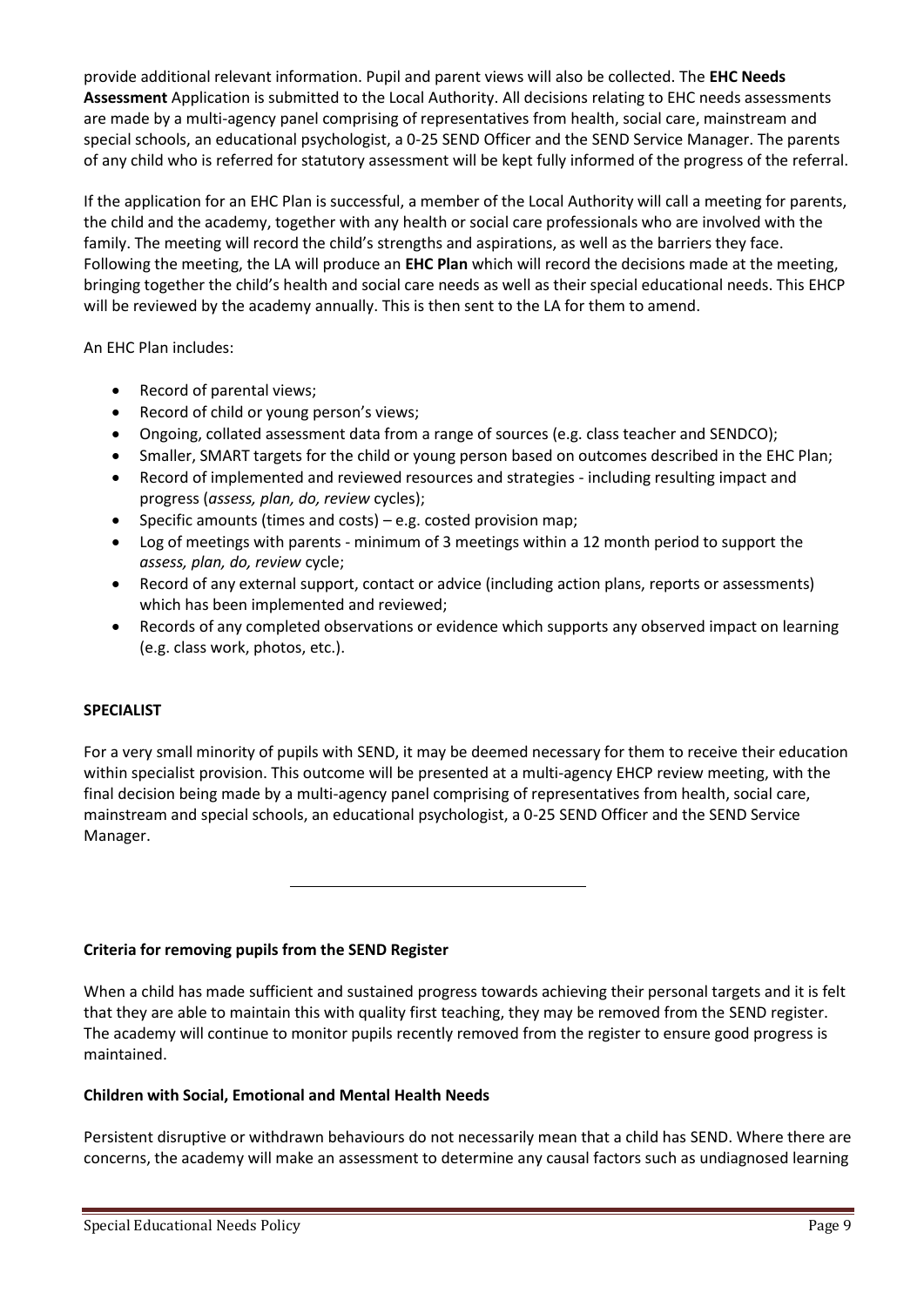provide additional relevant information. Pupil and parent views will also be collected. The **EHC Needs Assessment** Application is submitted to the Local Authority. All decisions relating to EHC needs assessments are made by a multi-agency panel comprising of representatives from health, social care, mainstream and special schools, an educational psychologist, a 0-25 SEND Officer and the SEND Service Manager. The parents of any child who is referred for statutory assessment will be kept fully informed of the progress of the referral.

If the application for an EHC Plan is successful, a member of the Local Authority will call a meeting for parents, the child and the academy, together with any health or social care professionals who are involved with the family. The meeting will record the child's strengths and aspirations, as well as the barriers they face. Following the meeting, the LA will produce an **EHC Plan** which will record the decisions made at the meeting, bringing together the child's health and social care needs as well as their special educational needs. This EHCP will be reviewed by the academy annually. This is then sent to the LA for them to amend.

An EHC Plan includes:

- Record of parental views;
- Record of child or young person's views;
- Ongoing, collated assessment data from a range of sources (e.g. class teacher and SENDCO);
- Smaller, SMART targets for the child or young person based on outcomes described in the EHC Plan;
- Record of implemented and reviewed resources and strategies - including resulting impact and progress (*assess, plan, do, review* cycles);
- Specific amounts (times and costs) – e.g. costed provision map;
- Log of meetings with parents - minimum of 3 meetings within a 12 month period to support the *assess, plan, do, review* cycle;
- Record of any external support, contact or advice (including action plans, reports or assessments) which has been implemented and reviewed;
- Records of any completed observations or evidence which supports any observed impact on learning (e.g. class work, photos, etc.).

**SPECIALIST**

For a very small minority of pupils with SEND, it may be deemed necessary for them to receive their education within specialist provision. This outcome will be presented at a multi-agency EHCP review meeting, with the final decision being made by a multi-agency panel comprising of representatives from health, social care, mainstream and special schools, an educational psychologist, a 0-25 SEND Officer and the SEND Service Manager.

---

**Criteria for removing pupils from the SEND Register**

When a child has made sufficient and sustained progress towards achieving their personal targets and it is felt that they are able to maintain this with quality first teaching, they may be removed from the SEND register. The academy will continue to monitor pupils recently removed from the register to ensure good progress is maintained.

**Children with Social, Emotional and Mental Health Needs**

Persistent disruptive or withdrawn behaviours do not necessarily mean that a child has SEND. Where there are concerns, the academy will make an assessment to determine any causal factors such as undiagnosed learning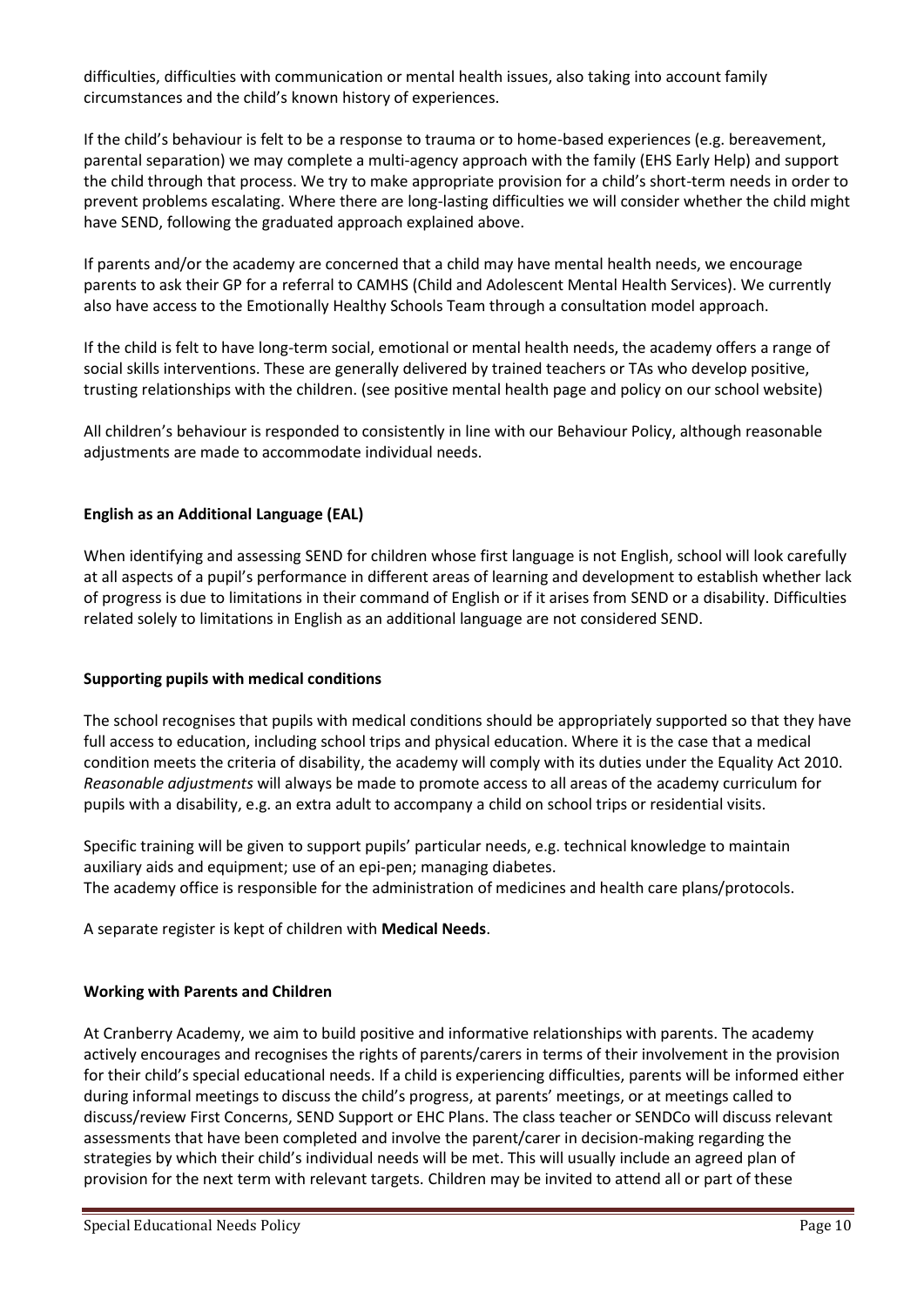difficulties, difficulties with communication or mental health issues, also taking into account family circumstances and the child's known history of experiences.

If the child's behaviour is felt to be a response to trauma or to home-based experiences (e.g. bereavement, parental separation) we may complete a multi-agency approach with the family (EHS Early Help) and support the child through that process. We try to make appropriate provision for a child's short-term needs in order to prevent problems escalating. Where there are long-lasting difficulties we will consider whether the child might have SEND, following the graduated approach explained above.

If parents and/or the academy are concerned that a child may have mental health needs, we encourage parents to ask their GP for a referral to CAMHS (Child and Adolescent Mental Health Services). We currently also have access to the Emotionally Healthy Schools Team through a consultation model approach.

If the child is felt to have long-term social, emotional or mental health needs, the academy offers a range of social skills interventions. These are generally delivered by trained teachers or TAs who develop positive, trusting relationships with the children. (see positive mental health page and policy on our school website)

All children's behaviour is responded to consistently in line with our Behaviour Policy, although reasonable adjustments are made to accommodate individual needs.

**English as an Additional Language (EAL)**

When identifying and assessing SEND for children whose first language is not English, school will look carefully at all aspects of a pupil's performance in different areas of learning and development to establish whether lack of progress is due to limitations in their command of English or if it arises from SEND or a disability. Difficulties related solely to limitations in English as an additional language are not considered SEND.

**Supporting pupils with medical conditions**

The school recognises that pupils with medical conditions should be appropriately supported so that they have full access to education, including school trips and physical education. Where it is the case that a medical condition meets the criteria of disability, the academy will comply with its duties under the Equality Act 2010. *Reasonable adjustments* will always be made to promote access to all areas of the academy curriculum for pupils with a disability, e.g. an extra adult to accompany a child on school trips or residential visits.

Specific training will be given to support pupils' particular needs, e.g. technical knowledge to maintain auxiliary aids and equipment; use of an epi-pen; managing diabetes.
The academy office is responsible for the administration of medicines and health care plans/protocols.

A separate register is kept of children with **Medical Needs**.

**Working with Parents and Children**

At Cranberry Academy, we aim to build positive and informative relationships with parents. The academy actively encourages and recognises the rights of parents/carers in terms of their involvement in the provision for their child's special educational needs. If a child is experiencing difficulties, parents will be informed either during informal meetings to discuss the child's progress, at parents' meetings, or at meetings called to discuss/review First Concerns, SEND Support or EHC Plans. The class teacher or SENDCo will discuss relevant assessments that have been completed and involve the parent/carer in decision-making regarding the strategies by which their child's individual needs will be met. This will usually include an agreed plan of provision for the next term with relevant targets. Children may be invited to attend all or part of these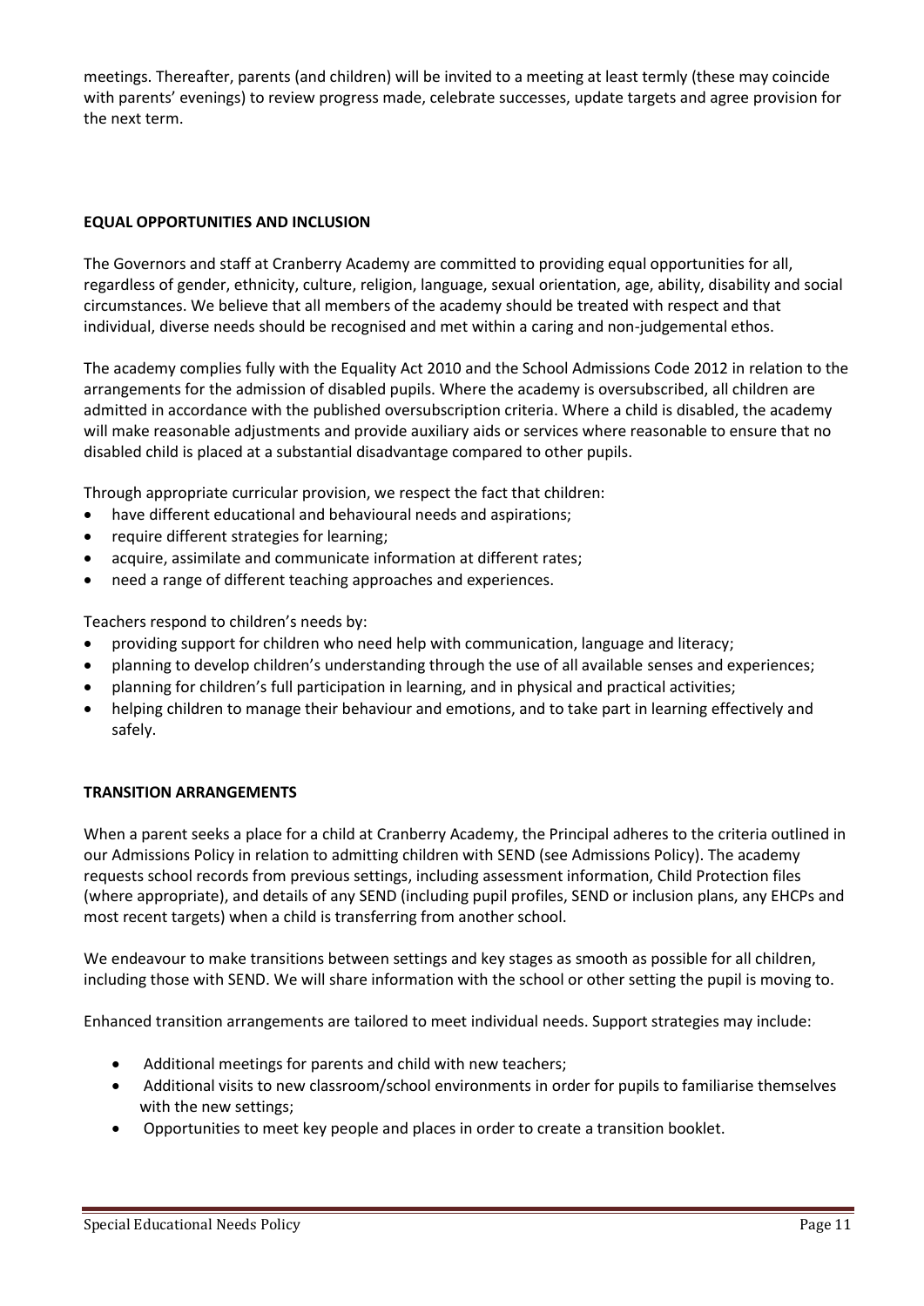meetings. Thereafter, parents (and children) will be invited to a meeting at least termly (these may coincide with parents' evenings) to review progress made, celebrate successes, update targets and agree provision for the next term.

## EQUAL OPPORTUNITIES AND INCLUSION

The Governors and staff at Cranberry Academy are committed to providing equal opportunities for all, regardless of gender, ethnicity, culture, religion, language, sexual orientation, age, ability, disability and social circumstances. We believe that all members of the academy should be treated with respect and that individual, diverse needs should be recognised and met within a caring and non-judgemental ethos.

The academy complies fully with the Equality Act 2010 and the School Admissions Code 2012 in relation to the arrangements for the admission of disabled pupils. Where the academy is oversubscribed, all children are admitted in accordance with the published oversubscription criteria. Where a child is disabled, the academy will make reasonable adjustments and provide auxiliary aids or services where reasonable to ensure that no disabled child is placed at a substantial disadvantage compared to other pupils.

Through appropriate curricular provision, we respect the fact that children:

- have different educational and behavioural needs and aspirations;
- require different strategies for learning;
- acquire, assimilate and communicate information at different rates;
- need a range of different teaching approaches and experiences.

Teachers respond to children's needs by:

- providing support for children who need help with communication, language and literacy;
- planning to develop children's understanding through the use of all available senses and experiences;
- planning for children's full participation in learning, and in physical and practical activities;
- helping children to manage their behaviour and emotions, and to take part in learning effectively and safely.

## TRANSITION ARRANGEMENTS

When a parent seeks a place for a child at Cranberry Academy, the Principal adheres to the criteria outlined in our Admissions Policy in relation to admitting children with SEND (see Admissions Policy). The academy requests school records from previous settings, including assessment information, Child Protection files (where appropriate), and details of any SEND (including pupil profiles, SEND or inclusion plans, any EHCPs and most recent targets) when a child is transferring from another school.

We endeavour to make transitions between settings and key stages as smooth as possible for all children, including those with SEND. We will share information with the school or other setting the pupil is moving to.

Enhanced transition arrangements are tailored to meet individual needs. Support strategies may include:

- Additional meetings for parents and child with new teachers;
- Additional visits to new classroom/school environments in order for pupils to familiarise themselves with the new settings;
- Opportunities to meet key people and places in order to create a transition booklet.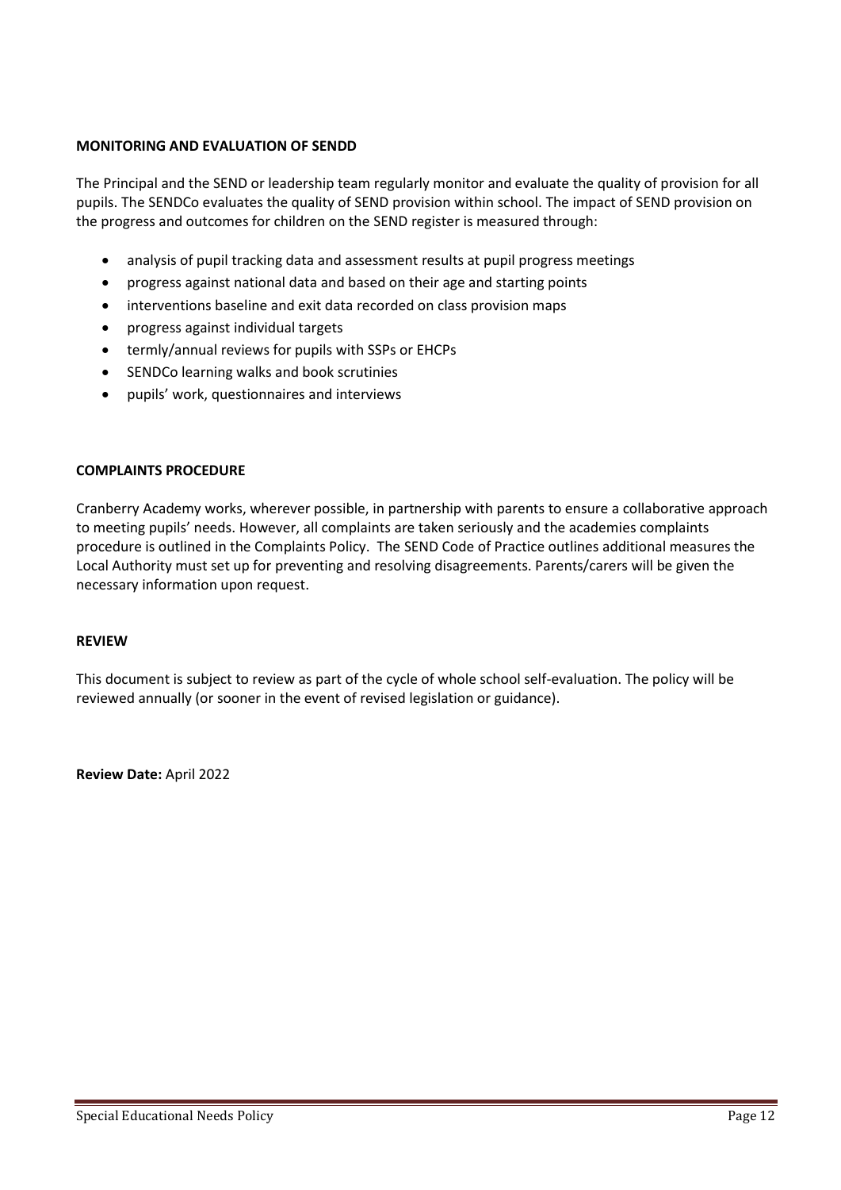**MONITORING AND EVALUATION OF SENDD**

The Principal and the SEND or leadership team regularly monitor and evaluate the quality of provision for all pupils. The SENDCo evaluates the quality of SEND provision within school. The impact of SEND provision on the progress and outcomes for children on the SEND register is measured through:

- analysis of pupil tracking data and assessment results at pupil progress meetings
- progress against national data and based on their age and starting points
- interventions baseline and exit data recorded on class provision maps
- progress against individual targets
- termly/annual reviews for pupils with SSPs or EHCPs
- SENDCo learning walks and book scrutinies
- pupils' work, questionnaires and interviews

**COMPLAINTS PROCEDURE**

Cranberry Academy works, wherever possible, in partnership with parents to ensure a collaborative approach to meeting pupils' needs. However, all complaints are taken seriously and the academies complaints procedure is outlined in the Complaints Policy. The SEND Code of Practice outlines additional measures the Local Authority must set up for preventing and resolving disagreements. Parents/carers will be given the necessary information upon request.

**REVIEW**

This document is subject to review as part of the cycle of whole school self-evaluation. The policy will be reviewed annually (or sooner in the event of revised legislation or guidance).

**Review Date:** April 2022